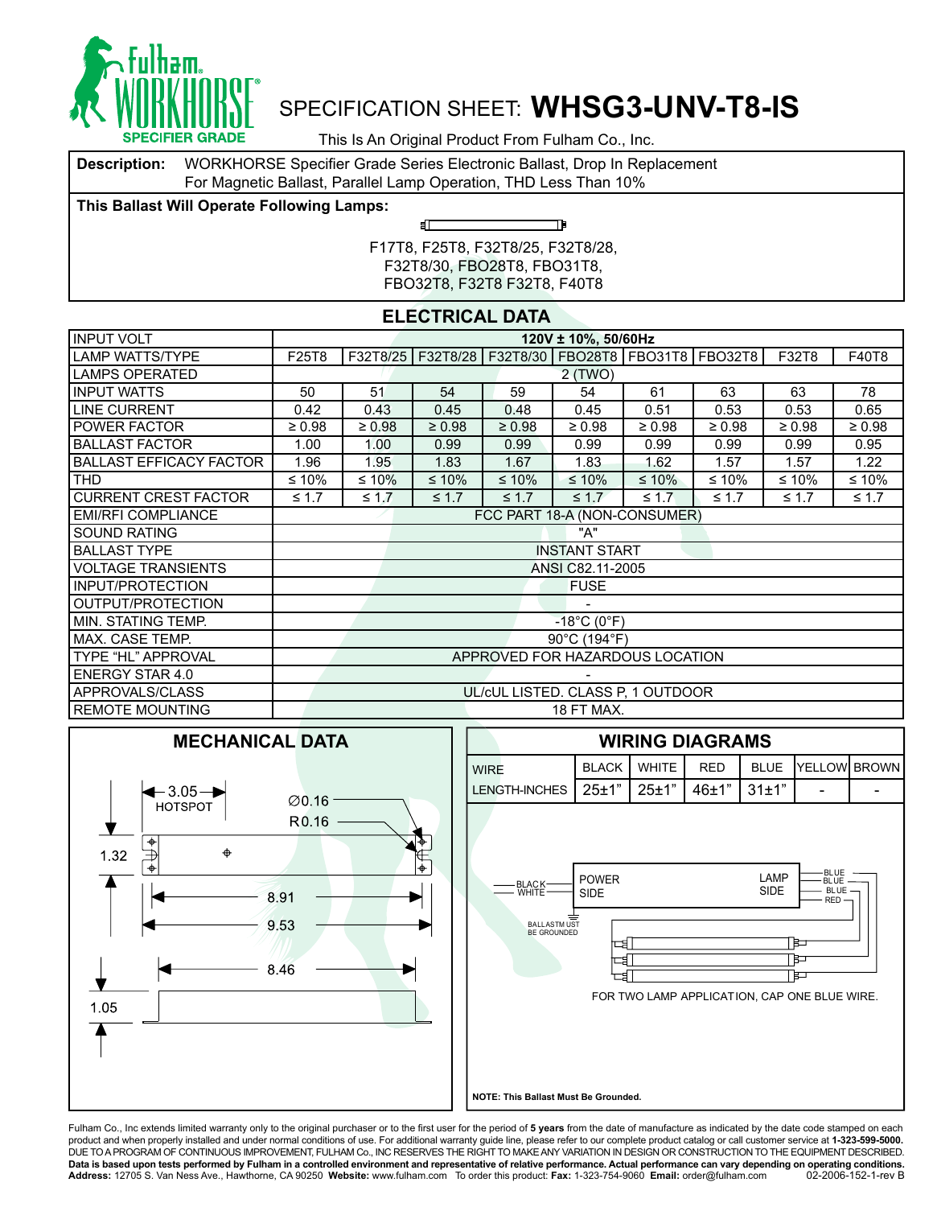# SPECIFICATION SHEET: **WHSG3-UNV-T8-IS**

This Is An Original Product From Fulham Co., Inc.

**Description:** WORKHORSE Specifier Grade Series Electronic Ballast, Drop In Replacement For Magnetic Ballast, Parallel Lamp Operation, THD Less Than 10%

**This Ballast Will Operate Following Lamps:**

F17T8, F25T8, F32T8/25, F32T8/28, F32T8/30, FBO28T8, FBO31T8, FBO32T8, F32T8 F32T8, F40T8

## ELECTRICAL DATA

| INPUT VOLT | 120V ± 10%, 50/60Hz | | | | | | | | |
|---|---|---|---|---|---|---|---|---|---|
| LAMP WATTS/TYPE | F25T8 | F32T8/25 | F32T8/28 | F32T8/30 | FBO28T8 | FBO31T8 | FBO32T8 | F32T8 | F40T8 |
| LAMPS OPERATED | 2 (TWO) | | | | | | | | |
| INPUT WATTS | 50 | 51 | 54 | 59 | 54 | 61 | 63 | 63 | 78 |
| LINE CURRENT | 0.42 | 0.43 | 0.45 | 0.48 | 0.45 | 0.51 | 0.53 | 0.53 | 0.65 |
| POWER FACTOR | ≥ 0.98 | ≥ 0.98 | ≥ 0.98 | ≥ 0.98 | ≥ 0.98 | ≥ 0.98 | ≥ 0.98 | ≥ 0.98 | ≥ 0.98 |
| BALLAST FACTOR | 1.00 | 1.00 | 0.99 | 0.99 | 0.99 | 0.99 | 0.99 | 0.99 | 0.95 |
| BALLAST EFFICACY FACTOR | 1.96 | 1.95 | 1.83 | 1.67 | 1.83 | 1.62 | 1.57 | 1.57 | 1.22 |
| THD | ≤ 10% | ≤ 10% | ≤ 10% | ≤ 10% | ≤ 10% | ≤ 10% | ≤ 10% | ≤ 10% | ≤ 10% |
| CURRENT CREST FACTOR | ≤ 1.7 | ≤ 1.7 | ≤ 1.7 | ≤ 1.7 | ≤ 1.7 | ≤ 1.7 | ≤ 1.7 | ≤ 1.7 | ≤ 1.7 |
| EMI/RFI COMPLIANCE | FCC PART 18-A (NON-CONSUMER) | | | | | | | | |
| SOUND RATING | "A" | | | | | | | | |
| BALLAST TYPE | INSTANT START | | | | | | | | |
| VOLTAGE TRANSIENTS | ANSI C82.11-2005 | | | | | | | | |
| INPUT/PROTECTION | FUSE | | | | | | | | |
| OUTPUT/PROTECTION | - | | | | | | | | |
| MIN. STATING TEMP. | -18°C (0°F) | | | | | | | | |
| MAX. CASE TEMP. | 90°C (194°F) | | | | | | | | |
| TYPE "HL" APPROVAL | APPROVED FOR HAZARDOUS LOCATION | | | | | | | | |
| ENERGY STAR 4.0 | - | | | | | | | | |
| APPROVALS/CLASS | UL/cUL LISTED. CLASS P, 1 OUTDOOR | | | | | | | | |
| REMOTE MOUNTING | 18 FT MAX. | | | | | | | | |

## MECHANICAL DATA

3.05 HOTSPOT
Ø0.16
R0.16
1.32
8.91
9.53
8.46
1.05

## WIRING DIAGRAMS

| WIRE | BLACK | WHITE | RED | BLUE | YELLOW | BROWN |
|---|---|---|---|---|---|---|
| LENGTH-INCHES | 25±1" | 25±1" | 46±1" | 31±1" | - | - |

BLACK, WHITE — POWER SIDE — LAMP SIDE — BLUE, BLUE, BLUE, RED

BALLAST MUST BE GROUNDED

FOR TWO LAMP APPLICATION, CAP ONE BLUE WIRE.

**NOTE: This Ballast Must Be Grounded.**

Fulham Co., Inc extends limited warranty only to the original purchaser or to the first user for the period of **5 years** from the date of manufacture as indicated by the date code stamped on each product and when properly installed and under normal conditions of use. For additional warranty guide line, please refer to our complete product catalog or call customer service at **1-323-599-5000.**
DUE TO A PROGRAM OF CONTINUOUS IMPROVEMENT, FULHAM Co., INC RESERVES THE RIGHT TO MAKE ANY VARIATION IN DESIGN OR CONSTRUCTION TO THE EQUIPMENT DESCRIBED.
**Data is based upon tests performed by Fulham in a controlled environment and representative of relative performance. Actual performance can vary depending on operating conditions.**
**Address:** 12705 S. Van Ness Ave., Hawthorne, CA 90250 **Website:** www.fulham.com To order this product: **Fax:** 1-323-754-9060 **Email:** order@fulham.com 02-2006-152-1-rev B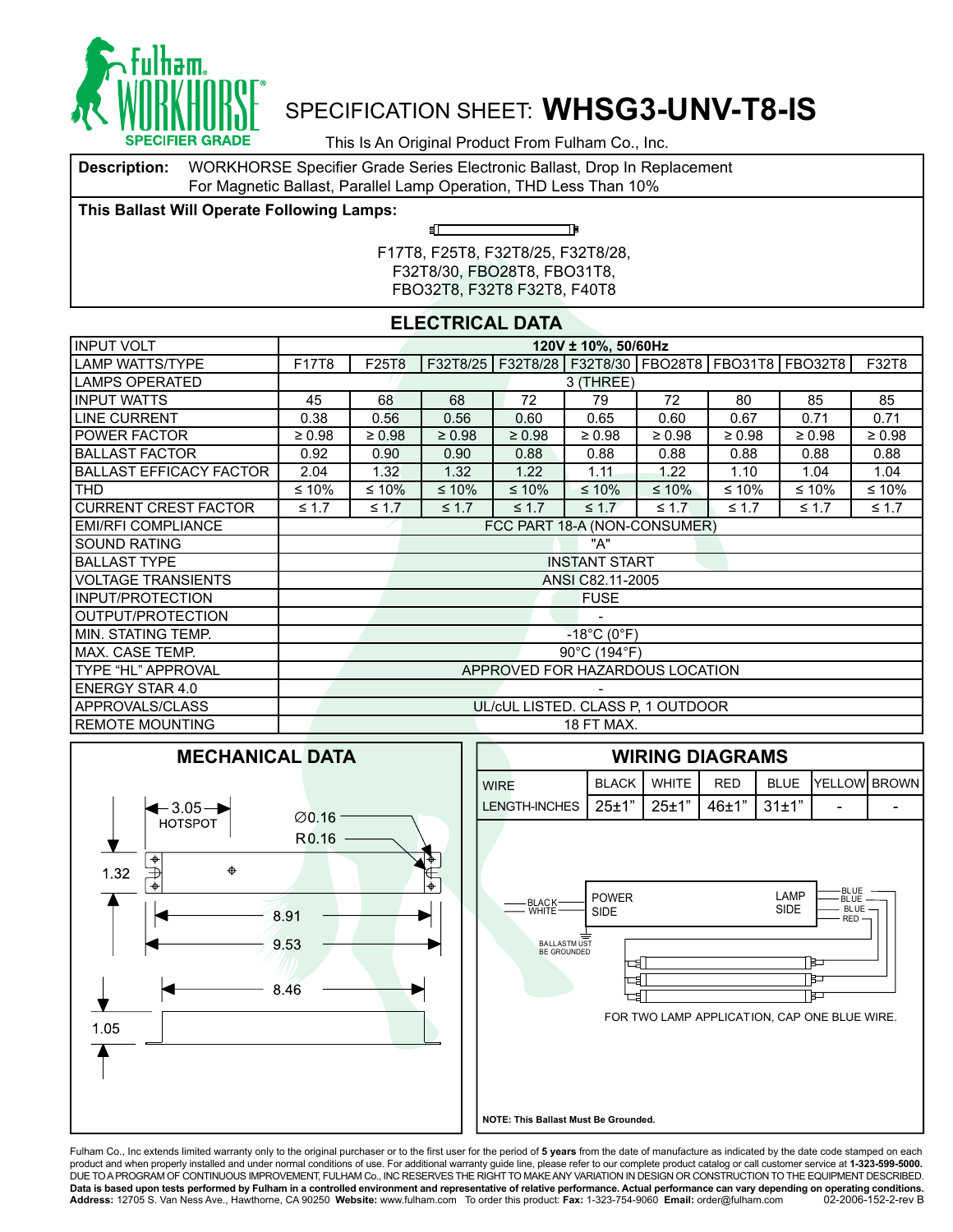# SPECIFICATION SHEET: **WHSG3-UNV-T8-IS**

This Is An Original Product From Fulham Co., Inc.

**Description:** WORKHORSE Specifier Grade Series Electronic Ballast, Drop In Replacement For Magnetic Ballast, Parallel Lamp Operation, THD Less Than 10%

**This Ballast Will Operate Following Lamps:**

F17T8, F25T8, F32T8/25, F32T8/28, F32T8/30, FBO28T8, FBO31T8, FBO32T8, F32T8 F32T8, F40T8

## ELECTRICAL DATA

| INPUT VOLT | 120V ± 10%, 50/60Hz | | | | | | | | |
|---|---|---|---|---|---|---|---|---|---|
| LAMP WATTS/TYPE | F17T8 | F25T8 | F32T8/25 | F32T8/28 | F32T8/30 | FBO28T8 | FBO31T8 | FBO32T8 | F32T8 |
| LAMPS OPERATED | 3 (THREE) | | | | | | | | |
| INPUT WATTS | 45 | 68 | 68 | 72 | 79 | 72 | 80 | 85 | 85 |
| LINE CURRENT | 0.38 | 0.56 | 0.56 | 0.60 | 0.65 | 0.60 | 0.67 | 0.71 | 0.71 |
| POWER FACTOR | ≥ 0.98 | ≥ 0.98 | ≥ 0.98 | ≥ 0.98 | ≥ 0.98 | ≥ 0.98 | ≥ 0.98 | ≥ 0.98 | ≥ 0.98 |
| BALLAST FACTOR | 0.92 | 0.90 | 0.90 | 0.88 | 0.88 | 0.88 | 0.88 | 0.88 | 0.88 |
| BALLAST EFFICACY FACTOR | 2.04 | 1.32 | 1.32 | 1.22 | 1.11 | 1.22 | 1.10 | 1.04 | 1.04 |
| THD | ≤ 10% | ≤ 10% | ≤ 10% | ≤ 10% | ≤ 10% | ≤ 10% | ≤ 10% | ≤ 10% | ≤ 10% |
| CURRENT CREST FACTOR | ≤ 1.7 | ≤ 1.7 | ≤ 1.7 | ≤ 1.7 | ≤ 1.7 | ≤ 1.7 | ≤ 1.7 | ≤ 1.7 | ≤ 1.7 |
| EMI/RFI COMPLIANCE | FCC PART 18-A (NON-CONSUMER) | | | | | | | | |
| SOUND RATING | "A" | | | | | | | | |
| BALLAST TYPE | INSTANT START | | | | | | | | |
| VOLTAGE TRANSIENTS | ANSI C82.11-2005 | | | | | | | | |
| INPUT/PROTECTION | FUSE | | | | | | | | |
| OUTPUT/PROTECTION | - | | | | | | | | |
| MIN. STATING TEMP. | -18°C (0°F) | | | | | | | | |
| MAX. CASE TEMP. | 90°C (194°F) | | | | | | | | |
| TYPE "HL" APPROVAL | APPROVED FOR HAZARDOUS LOCATION | | | | | | | | |
| ENERGY STAR 4.0 | - | | | | | | | | |
| APPROVALS/CLASS | UL/cUL LISTED. CLASS P, 1 OUTDOOR | | | | | | | | |
| REMOTE MOUNTING | 18 FT MAX. | | | | | | | | |

## MECHANICAL DATA

3.05 HOTSPOT; Ø0.16; R0.16; 1.32; 8.91; 9.53; 8.46; 1.05

## WIRING DIAGRAMS

| WIRE | BLACK | WHITE | RED | BLUE | YELLOW | BROWN |
|---|---|---|---|---|---|---|
| LENGTH-INCHES | 25±1" | 25±1" | 46±1" | 31±1" | - | - |

BLACK, WHITE — POWER SIDE; LAMP SIDE — BLUE, BLUE, BLUE, RED

BALLAST MUST BE GROUNDED

FOR TWO LAMP APPLICATION, CAP ONE BLUE WIRE.

**NOTE: This Ballast Must Be Grounded.**

Fulham Co., Inc extends limited warranty only to the original purchaser or to the first user for the period of **5 years** from the date of manufacture as indicated by the date code stamped on each product and when properly installed and under normal conditions of use. For additional warranty guide line, please refer to our complete product catalog or call customer service at **1-323-599-5000.** DUE TO A PROGRAM OF CONTINUOUS IMPROVEMENT, FULHAM Co., INC RESERVES THE RIGHT TO MAKE ANY VARIATION IN DESIGN OR CONSTRUCTION TO THE EQUIPMENT DESCRIBED. **Data is based upon tests performed by Fulham in a controlled environment and representative of relative performance. Actual performance can vary depending on operating conditions.**
**Address:** 12705 S. Van Ness Ave., Hawthorne, CA 90250 **Website:** www.fulham.com To order this product: **Fax:** 1-323-754-9060 **Email:** order@fulham.com 02-2006-152-2-rev B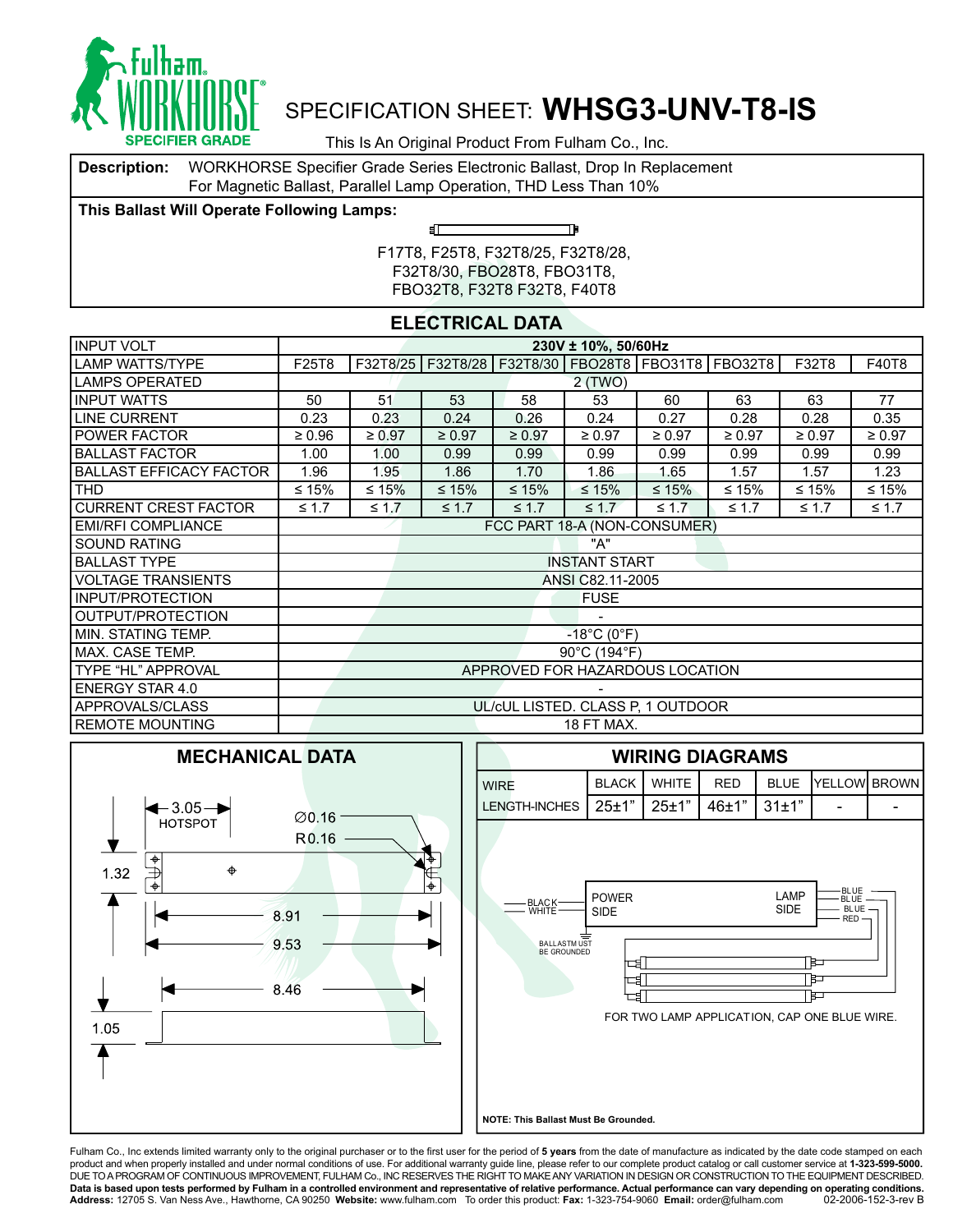# SPECIFICATION SHEET: WHSG3-UNV-T8-IS

This Is An Original Product From Fulham Co., Inc.

**Description:** WORKHORSE Specifier Grade Series Electronic Ballast, Drop In Replacement For Magnetic Ballast, Parallel Lamp Operation, THD Less Than 10%

**This Ballast Will Operate Following Lamps:**

F17T8, F25T8, F32T8/25, F32T8/28,
F32T8/30, FBO28T8, FBO31T8,
FBO32T8, F32T8 F32T8, F40T8

## ELECTRICAL DATA

| INPUT VOLT | 230V ± 10%, 50/60Hz | | | | | | | | |
|---|---|---|---|---|---|---|---|---|---|
| LAMP WATTS/TYPE | F25T8 | F32T8/25 | F32T8/28 | F32T8/30 | FBO28T8 | FBO31T8 | FBO32T8 | F32T8 | F40T8 |
| LAMPS OPERATED | 2 (TWO) | | | | | | | | |
| INPUT WATTS | 50 | 51 | 53 | 58 | 53 | 60 | 63 | 63 | 77 |
| LINE CURRENT | 0.23 | 0.23 | 0.24 | 0.26 | 0.24 | 0.27 | 0.28 | 0.28 | 0.35 |
| POWER FACTOR | ≥ 0.96 | ≥ 0.97 | ≥ 0.97 | ≥ 0.97 | ≥ 0.97 | ≥ 0.97 | ≥ 0.97 | ≥ 0.97 | ≥ 0.97 |
| BALLAST FACTOR | 1.00 | 1.00 | 0.99 | 0.99 | 0.99 | 0.99 | 0.99 | 0.99 | 0.99 |
| BALLAST EFFICACY FACTOR | 1.96 | 1.95 | 1.86 | 1.70 | 1.86 | 1.65 | 1.57 | 1.57 | 1.23 |
| THD | ≤ 15% | ≤ 15% | ≤ 15% | ≤ 15% | ≤ 15% | ≤ 15% | ≤ 15% | ≤ 15% | ≤ 15% |
| CURRENT CREST FACTOR | ≤ 1.7 | ≤ 1.7 | ≤ 1.7 | ≤ 1.7 | ≤ 1.7 | ≤ 1.7 | ≤ 1.7 | ≤ 1.7 | ≤ 1.7 |
| EMI/RFI COMPLIANCE | FCC PART 18-A (NON-CONSUMER) | | | | | | | | |
| SOUND RATING | "A" | | | | | | | | |
| BALLAST TYPE | INSTANT START | | | | | | | | |
| VOLTAGE TRANSIENTS | ANSI C82.11-2005 | | | | | | | | |
| INPUT/PROTECTION | FUSE | | | | | | | | |
| OUTPUT/PROTECTION | - | | | | | | | | |
| MIN. STATING TEMP. | -18°C (0°F) | | | | | | | | |
| MAX. CASE TEMP. | 90°C (194°F) | | | | | | | | |
| TYPE "HL" APPROVAL | APPROVED FOR HAZARDOUS LOCATION | | | | | | | | |
| ENERGY STAR 4.0 | - | | | | | | | | |
| APPROVALS/CLASS | UL/cUL LISTED. CLASS P, 1 OUTDOOR | | | | | | | | |
| REMOTE MOUNTING | 18 FT MAX. | | | | | | | | |

## MECHANICAL DATA

3.05 HOTSPOT; Ø0.16; R0.16; 1.32; 8.91; 9.53; 8.46; 1.05

## WIRING DIAGRAMS

| WIRE | BLACK | WHITE | RED | BLUE | YELLOW | BROWN |
|---|---|---|---|---|---|---|
| LENGTH-INCHES | 25±1" | 25±1" | 46±1" | 31±1" | - | - |

BLACK, WHITE — POWER SIDE; LAMP SIDE — BLUE, BLUE, BLUE, RED

BALLAST MUST BE GROUNDED

FOR TWO LAMP APPLICATION, CAP ONE BLUE WIRE.

**NOTE: This Ballast Must Be Grounded.**

Fulham Co., Inc extends limited warranty only to the original purchaser or to the first user for the period of **5 years** from the date of manufacture as indicated by the date code stamped on each product and when properly installed and under normal conditions of use. For additional warranty guide line, please refer to our complete product catalog or call customer service at **1-323-599-5000.**
DUE TO A PROGRAM OF CONTINUOUS IMPROVEMENT, FULHAM Co., INC RESERVES THE RIGHT TO MAKE ANY VARIATION IN DESIGN OR CONSTRUCTION TO THE EQUIPMENT DESCRIBED.
**Data is based upon tests performed by Fulham in a controlled environment and representative of relative performance. Actual performance can vary depending on operating conditions.**
**Address:** 12705 S. Van Ness Ave., Hawthorne, CA 90250 **Website:** www.fulham.com To order this product: **Fax:** 1-323-754-9060 **Email:** order@fulham.com 02-2006-152-3-rev B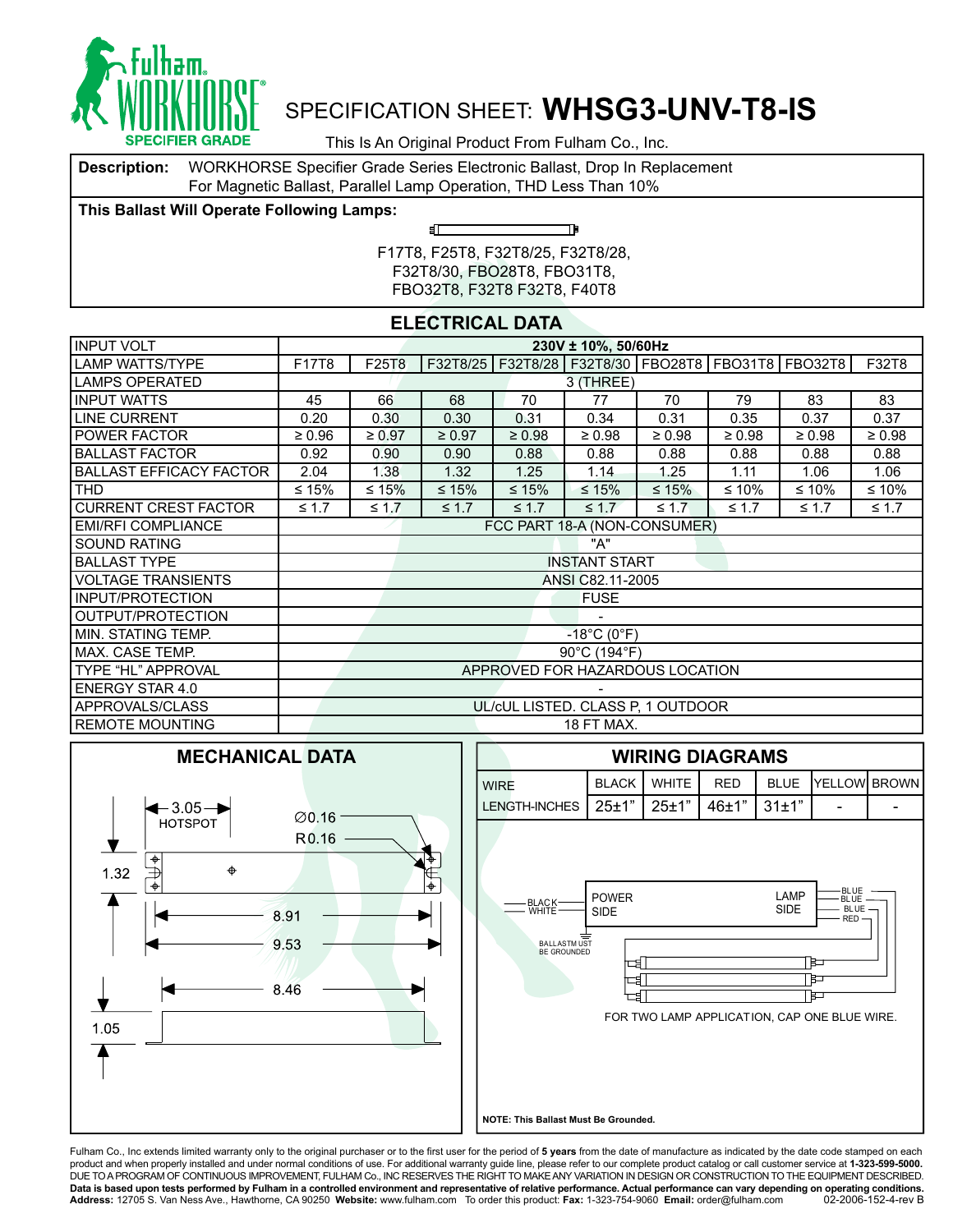# SPECIFICATION SHEET: **WHSG3-UNV-T8-IS**

This Is An Original Product From Fulham Co., Inc.

**Description:** WORKHORSE Specifier Grade Series Electronic Ballast, Drop In Replacement For Magnetic Ballast, Parallel Lamp Operation, THD Less Than 10%

**This Ballast Will Operate Following Lamps:**

F17T8, F25T8, F32T8/25, F32T8/28, F32T8/30, FBO28T8, FBO31T8, FBO32T8, F32T8 F32T8, F40T8

## ELECTRICAL DATA

| INPUT VOLT | 230V ± 10%, 50/60Hz | | | | | | | | |
|---|---|---|---|---|---|---|---|---|---|
| LAMP WATTS/TYPE | F17T8 | F25T8 | F32T8/25 | F32T8/28 | F32T8/30 | FBO28T8 | FBO31T8 | FBO32T8 | F32T8 |
| LAMPS OPERATED | 3 (THREE) | | | | | | | | |
| INPUT WATTS | 45 | 66 | 68 | 70 | 77 | 70 | 79 | 83 | 83 |
| LINE CURRENT | 0.20 | 0.30 | 0.30 | 0.31 | 0.34 | 0.31 | 0.35 | 0.37 | 0.37 |
| POWER FACTOR | ≥ 0.96 | ≥ 0.97 | ≥ 0.97 | ≥ 0.98 | ≥ 0.98 | ≥ 0.98 | ≥ 0.98 | ≥ 0.98 | ≥ 0.98 |
| BALLAST FACTOR | 0.92 | 0.90 | 0.90 | 0.88 | 0.88 | 0.88 | 0.88 | 0.88 | 0.88 |
| BALLAST EFFICACY FACTOR | 2.04 | 1.38 | 1.32 | 1.25 | 1.14 | 1.25 | 1.11 | 1.06 | 1.06 |
| THD | ≤ 15% | ≤ 15% | ≤ 15% | ≤ 15% | ≤ 15% | ≤ 15% | ≤ 10% | ≤ 10% | ≤ 10% |
| CURRENT CREST FACTOR | ≤ 1.7 | ≤ 1.7 | ≤ 1.7 | ≤ 1.7 | ≤ 1.7 | ≤ 1.7 | ≤ 1.7 | ≤ 1.7 | ≤ 1.7 |
| EMI/RFI COMPLIANCE | FCC PART 18-A (NON-CONSUMER) | | | | | | | | |
| SOUND RATING | "A" | | | | | | | | |
| BALLAST TYPE | INSTANT START | | | | | | | | |
| VOLTAGE TRANSIENTS | ANSI C82.11-2005 | | | | | | | | |
| INPUT/PROTECTION | FUSE | | | | | | | | |
| OUTPUT/PROTECTION | - | | | | | | | | |
| MIN. STATING TEMP. | -18°C (0°F) | | | | | | | | |
| MAX. CASE TEMP. | 90°C (194°F) | | | | | | | | |
| TYPE "HL" APPROVAL | APPROVED FOR HAZARDOUS LOCATION | | | | | | | | |
| ENERGY STAR 4.0 | - | | | | | | | | |
| APPROVALS/CLASS | UL/cUL LISTED. CLASS P, 1 OUTDOOR | | | | | | | | |
| REMOTE MOUNTING | 18 FT MAX. | | | | | | | | |

## MECHANICAL DATA

3.05 HOTSPOT, Ø0.16, R0.16, 1.32, 8.91, 9.53, 8.46, 1.05

## WIRING DIAGRAMS

| WIRE | BLACK | WHITE | RED | BLUE | YELLOW | BROWN |
|---|---|---|---|---|---|---|
| LENGTH-INCHES | 25±1" | 25±1" | 46±1" | 31±1" | - | - |

BLACK, WHITE — POWER SIDE; LAMP SIDE — BLUE, BLUE, BLUE, RED

BALLAST MUST BE GROUNDED

FOR TWO LAMP APPLICATION, CAP ONE BLUE WIRE.

**NOTE: This Ballast Must Be Grounded.**

Fulham Co., Inc extends limited warranty only to the original purchaser or to the first user for the period of **5 years** from the date of manufacture as indicated by the date code stamped on each product and when properly installed and under normal conditions of use. For additional warranty guide line, please refer to our complete product catalog or call customer service at **1-323-599-5000.** DUE TO A PROGRAM OF CONTINUOUS IMPROVEMENT, FULHAM Co., INC RESERVES THE RIGHT TO MAKE ANY VARIATION IN DESIGN OR CONSTRUCTION TO THE EQUIPMENT DESCRIBED. **Data is based upon tests performed by Fulham in a controlled environment and representative of relative performance. Actual performance can vary depending on operating conditions.** **Address:** 12705 S. Van Ness Ave., Hawthorne, CA 90250 **Website:** www.fulham.com To order this product: **Fax:** 1-323-754-9060 **Email:** order@fulham.com 02-2006-152-4-rev B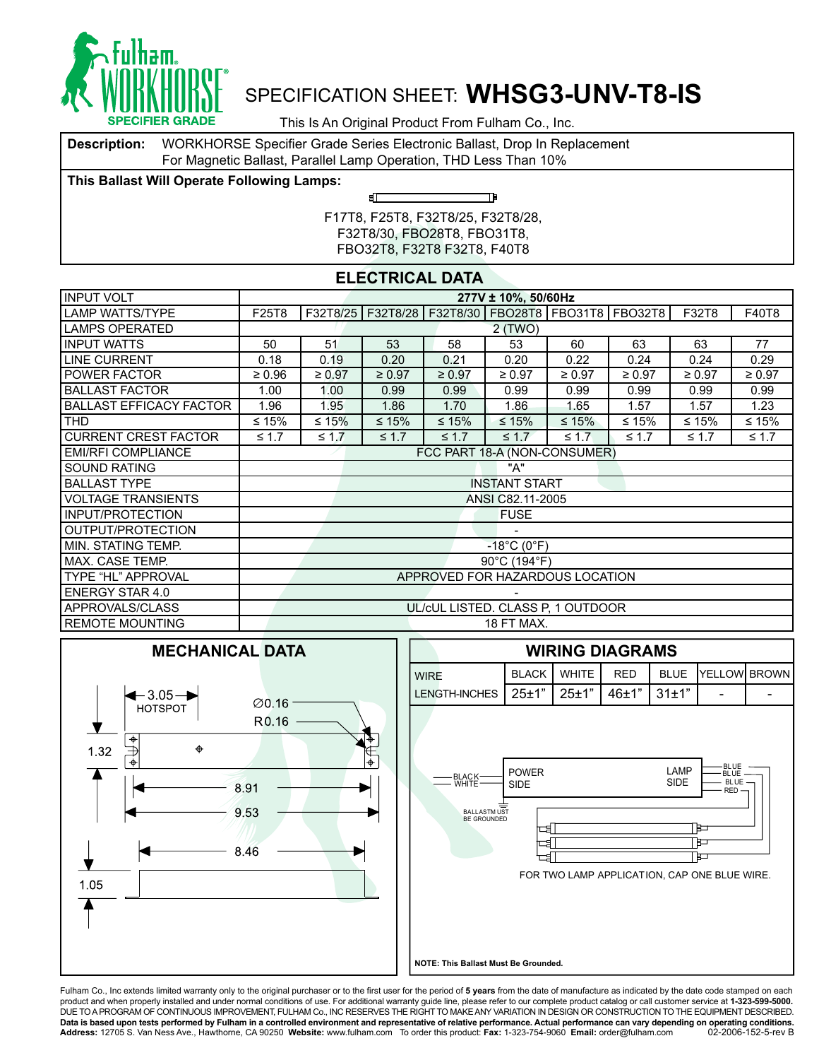# SPECIFICATION SHEET: **WHSG3-UNV-T8-IS**

This Is An Original Product From Fulham Co., Inc.

**Description:** WORKHORSE Specifier Grade Series Electronic Ballast, Drop In Replacement For Magnetic Ballast, Parallel Lamp Operation, THD Less Than 10%

**This Ballast Will Operate Following Lamps:**

F17T8, F25T8, F32T8/25, F32T8/28, F32T8/30, FBO28T8, FBO31T8, FBO32T8, F32T8 F32T8, F40T8

## ELECTRICAL DATA

| INPUT VOLT | 277V ± 10%, 50/60Hz | | | | | | | | |
|---|---|---|---|---|---|---|---|---|---|
| LAMP WATTS/TYPE | F25T8 | F32T8/25 | F32T8/28 | F32T8/30 | FBO28T8 | FBO31T8 | FBO32T8 | F32T8 | F40T8 |
| LAMPS OPERATED | 2 (TWO) | | | | | | | | |
| INPUT WATTS | 50 | 51 | 53 | 58 | 53 | 60 | 63 | 63 | 77 |
| LINE CURRENT | 0.18 | 0.19 | 0.20 | 0.21 | 0.20 | 0.22 | 0.24 | 0.24 | 0.29 |
| POWER FACTOR | ≥ 0.96 | ≥ 0.97 | ≥ 0.97 | ≥ 0.97 | ≥ 0.97 | ≥ 0.97 | ≥ 0.97 | ≥ 0.97 | ≥ 0.97 |
| BALLAST FACTOR | 1.00 | 1.00 | 0.99 | 0.99 | 0.99 | 0.99 | 0.99 | 0.99 | 0.99 |
| BALLAST EFFICACY FACTOR | 1.96 | 1.95 | 1.86 | 1.70 | 1.86 | 1.65 | 1.57 | 1.57 | 1.23 |
| THD | ≤ 15% | ≤ 15% | ≤ 15% | ≤ 15% | ≤ 15% | ≤ 15% | ≤ 15% | ≤ 15% | ≤ 15% |
| CURRENT CREST FACTOR | ≤ 1.7 | ≤ 1.7 | ≤ 1.7 | ≤ 1.7 | ≤ 1.7 | ≤ 1.7 | ≤ 1.7 | ≤ 1.7 | ≤ 1.7 |
| EMI/RFI COMPLIANCE | FCC PART 18-A (NON-CONSUMER) | | | | | | | | |
| SOUND RATING | "A" | | | | | | | | |
| BALLAST TYPE | INSTANT START | | | | | | | | |
| VOLTAGE TRANSIENTS | ANSI C82.11-2005 | | | | | | | | |
| INPUT/PROTECTION | FUSE | | | | | | | | |
| OUTPUT/PROTECTION | - | | | | | | | | |
| MIN. STATING TEMP. | -18°C (0°F) | | | | | | | | |
| MAX. CASE TEMP. | 90°C (194°F) | | | | | | | | |
| TYPE "HL" APPROVAL | APPROVED FOR HAZARDOUS LOCATION | | | | | | | | |
| ENERGY STAR 4.0 | - | | | | | | | | |
| APPROVALS/CLASS | UL/cUL LISTED. CLASS P, 1 OUTDOOR | | | | | | | | |
| REMOTE MOUNTING | 18 FT MAX. | | | | | | | | |

## MECHANICAL DATA

3.05 HOTSPOT
Ø0.16
R0.16
1.32
8.91
9.53
8.46
1.05

## WIRING DIAGRAMS

| WIRE | BLACK | WHITE | RED | BLUE | YELLOW | BROWN |
|---|---|---|---|---|---|---|
| LENGTH-INCHES | 25±1" | 25±1" | 46±1" | 31±1" | - | - |

BLACK, WHITE — POWER SIDE — LAMP SIDE — BLUE, BLUE, BLUE, RED

BALLAST MUST BE GROUNDED

FOR TWO LAMP APPLICATION, CAP ONE BLUE WIRE.

**NOTE: This Ballast Must Be Grounded.**

Fulham Co., Inc extends limited warranty only to the original purchaser or to the first user for the period of **5 years** from the date of manufacture as indicated by the date code stamped on each product and when properly installed and under normal conditions of use. For additional warranty guide line, please refer to our complete product catalog or call customer service at **1-323-599-5000.** DUE TO A PROGRAM OF CONTINUOUS IMPROVEMENT, FULHAM Co., INC RESERVES THE RIGHT TO MAKE ANY VARIATION IN DESIGN OR CONSTRUCTION TO THE EQUIPMENT DESCRIBED. **Data is based upon tests performed by Fulham in a controlled environment and representative of relative performance. Actual performance can vary depending on operating conditions.**
**Address:** 12705 S. Van Ness Ave., Hawthorne, CA 90250 **Website:** www.fulham.com To order this product: **Fax:** 1-323-754-9060 **Email:** order@fulham.com 02-2006-152-5-rev B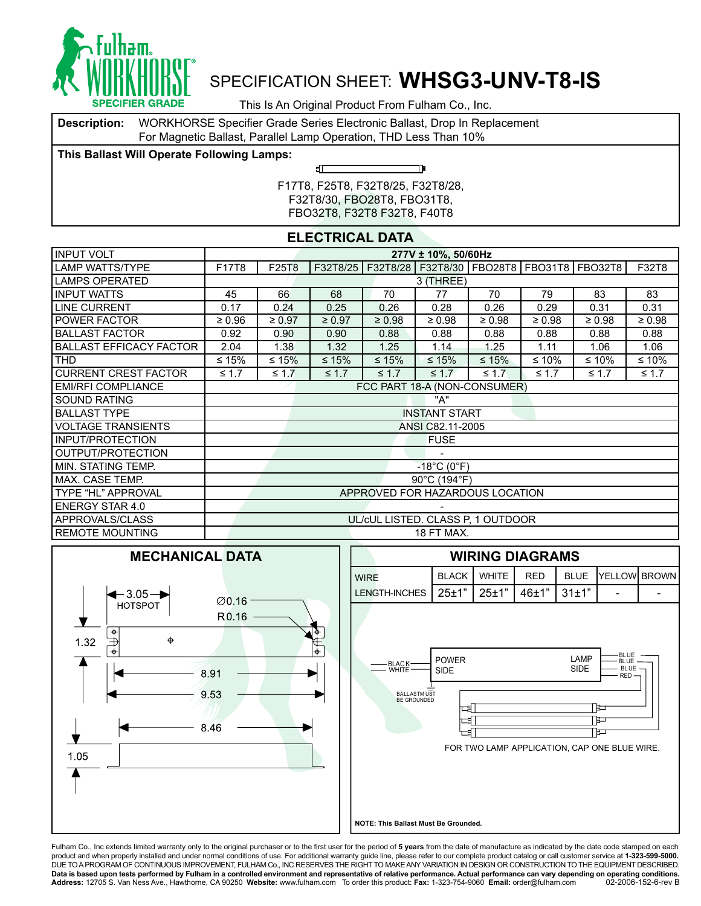# SPECIFICATION SHEET: **WHSG3-UNV-T8-IS**

Fulham® WORKHORSE® SPECIFIER GRADE

This Is An Original Product From Fulham Co., Inc.

**Description:** WORKHORSE Specifier Grade Series Electronic Ballast, Drop In Replacement For Magnetic Ballast, Parallel Lamp Operation, THD Less Than 10%

**This Ballast Will Operate Following Lamps:**

F17T8, F25T8, F32T8/25, F32T8/28, F32T8/30, FBO28T8, FBO31T8, FBO32T8, F32T8 F32T8, F40T8

## ELECTRICAL DATA

| INPUT VOLT | 277V ± 10%, 50/60Hz | | | | | | | | |
|---|---|---|---|---|---|---|---|---|---|
| LAMP WATTS/TYPE | F17T8 | F25T8 | F32T8/25 | F32T8/28 | F32T8/30 | FBO28T8 | FBO31T8 | FBO32T8 | F32T8 |
| LAMPS OPERATED | 3 (THREE) | | | | | | | | |
| INPUT WATTS | 45 | 66 | 68 | 70 | 77 | 70 | 79 | 83 | 83 |
| LINE CURRENT | 0.17 | 0.24 | 0.25 | 0.26 | 0.28 | 0.26 | 0.29 | 0.31 | 0.31 |
| POWER FACTOR | ≥ 0.96 | ≥ 0.97 | ≥ 0.97 | ≥ 0.98 | ≥ 0.98 | ≥ 0.98 | ≥ 0.98 | ≥ 0.98 | ≥ 0.98 |
| BALLAST FACTOR | 0.92 | 0.90 | 0.90 | 0.88 | 0.88 | 0.88 | 0.88 | 0.88 | 0.88 |
| BALLAST EFFICACY FACTOR | 2.04 | 1.38 | 1.32 | 1.25 | 1.14 | 1.25 | 1.11 | 1.06 | 1.06 |
| THD | ≤ 15% | ≤ 15% | ≤ 15% | ≤ 15% | ≤ 15% | ≤ 15% | ≤ 10% | ≤ 10% | ≤ 10% |
| CURRENT CREST FACTOR | ≤ 1.7 | ≤ 1.7 | ≤ 1.7 | ≤ 1.7 | ≤ 1.7 | ≤ 1.7 | ≤ 1.7 | ≤ 1.7 | ≤ 1.7 |
| EMI/RFI COMPLIANCE | FCC PART 18-A (NON-CONSUMER) | | | | | | | | |
| SOUND RATING | "A" | | | | | | | | |
| BALLAST TYPE | INSTANT START | | | | | | | | |
| VOLTAGE TRANSIENTS | ANSI C82.11-2005 | | | | | | | | |
| INPUT/PROTECTION | FUSE | | | | | | | | |
| OUTPUT/PROTECTION | - | | | | | | | | |
| MIN. STATING TEMP. | -18°C (0°F) | | | | | | | | |
| MAX. CASE TEMP. | 90°C (194°F) | | | | | | | | |
| TYPE "HL" APPROVAL | APPROVED FOR HAZARDOUS LOCATION | | | | | | | | |
| ENERGY STAR 4.0 | - | | | | | | | | |
| APPROVALS/CLASS | UL/cUL LISTED. CLASS P, 1 OUTDOOR | | | | | | | | |
| REMOTE MOUNTING | 18 FT MAX. | | | | | | | | |

## MECHANICAL DATA

3.05 HOTSPOT
Ø0.16
R0.16
1.32
8.91
9.53
8.46
1.05

## WIRING DIAGRAMS

| WIRE | BLACK | WHITE | RED | BLUE | YELLOW | BROWN |
|---|---|---|---|---|---|---|
| LENGTH-INCHES | 25±1" | 25±1" | 46±1" | 31±1" | - | - |

BLACK
WHITE
POWER SIDE
LAMP SIDE
BLUE
BLUE
BLUE
RED
BALLAST MUST BE GROUNDED

FOR TWO LAMP APPLICATION, CAP ONE BLUE WIRE.

**NOTE: This Ballast Must Be Grounded.**

Fulham Co., Inc extends limited warranty only to the original purchaser or to the first user for the period of **5 years** from the date of manufacture as indicated by the date code stamped on each product and when properly installed and under normal conditions of use. For additional warranty guide line, please refer to our complete product catalog or call customer service at **1-323-599-5000.**
DUE TO A PROGRAM OF CONTINUOUS IMPROVEMENT, FULHAM Co., INC RESERVES THE RIGHT TO MAKE ANY VARIATION IN DESIGN OR CONSTRUCTION TO THE EQUIPMENT DESCRIBED.
**Data is based upon tests performed by Fulham in a controlled environment and representative of relative performance. Actual performance can vary depending on operating conditions.**
**Address:** 12705 S. Van Ness Ave., Hawthorne, CA 90250 **Website:** www.fulham.com To order this product: **Fax:** 1-323-754-9060 **Email:** order@fulham.com 02-2006-152-6-rev B